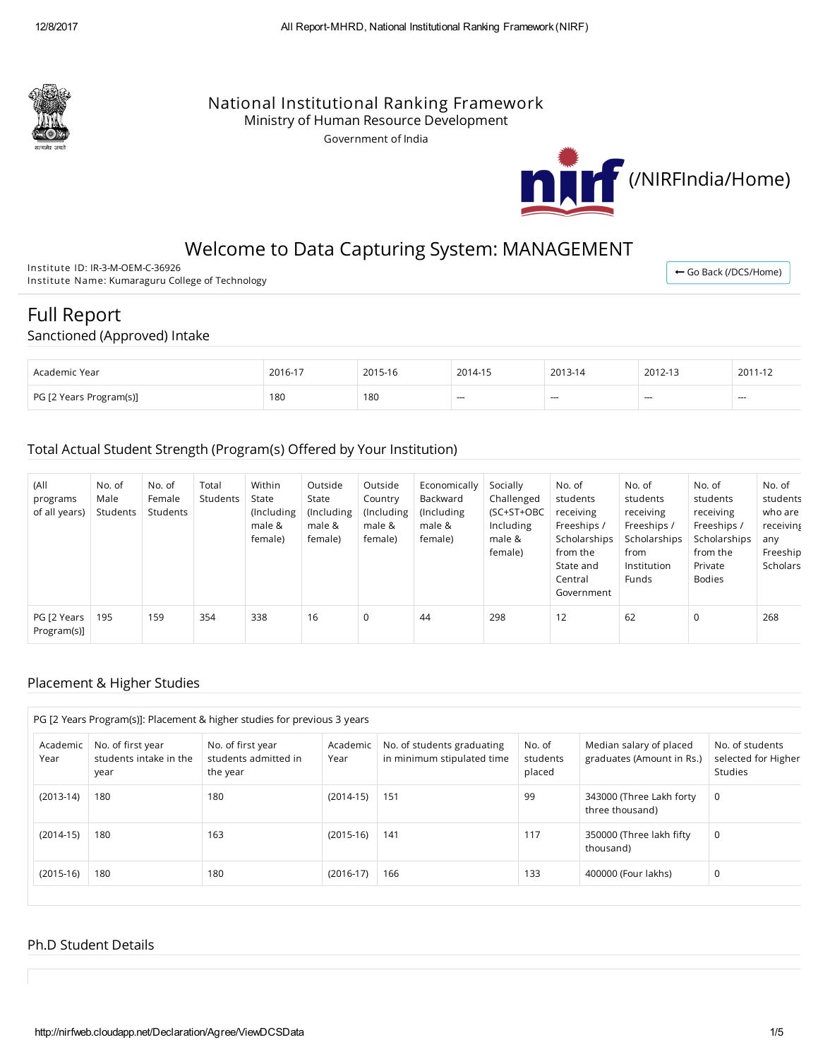National Institutional Ranking Framework
Ministry of Human Resource Development
Government of India

(/NIRFIndia/Home)

# Welcome to Data Capturing System: MANAGEMENT

Institute ID: IR-3-M-OEM-C-36926
Institute Name: Kumaraguru College of Technology

← Go Back (/DCS/Home)

# Full Report

## Sanctioned (Approved) Intake

| Academic Year | 2016-17 | 2015-16 | 2014-15 | 2013-14 | 2012-13 | 2011-12 |
|---|---|---|---|---|---|---|
| PG [2 Years Program(s)] | 180 | 180 | --- | --- | --- | --- |

## Total Actual Student Strength (Program(s) Offered by Your Institution)

| (All programs of all years) | No. of Male Students | No. of Female Students | Total Students | Within State (Including male & female) | Outside State (Including male & female) | Outside Country (Including male & female) | Economically Backward (Including male & female) | Socially Challenged (SC+ST+OBC Including male & female) | No. of students receiving Freeships / Scholarships from the State and Central Government | No. of students receiving Freeships / Scholarships from Institution Funds | No. of students receiving Freeships / Scholarships from the Private Bodies | No. of students who are receiving any Freeship Scholars |
|---|---|---|---|---|---|---|---|---|---|---|---|---|
| PG [2 Years Program(s)] | 195 | 159 | 354 | 338 | 16 | 0 | 44 | 298 | 12 | 62 | 0 | 268 |

## Placement & Higher Studies

PG [2 Years Program(s)]: Placement & higher studies for previous 3 years

| Academic Year | No. of first year students intake in the year | No. of first year students admitted in the year | Academic Year | No. of students graduating in minimum stipulated time | No. of students placed | Median salary of placed graduates (Amount in Rs.) | No. of students selected for Higher Studies |
|---|---|---|---|---|---|---|---|
| (2013-14) | 180 | 180 | (2014-15) | 151 | 99 | 343000 (Three Lakh forty three thousand) | 0 |
| (2014-15) | 180 | 163 | (2015-16) | 141 | 117 | 350000 (Three lakh fifty thousand) | 0 |
| (2015-16) | 180 | 180 | (2016-17) | 166 | 133 | 400000 (Four lakhs) | 0 |

## Ph.D Student Details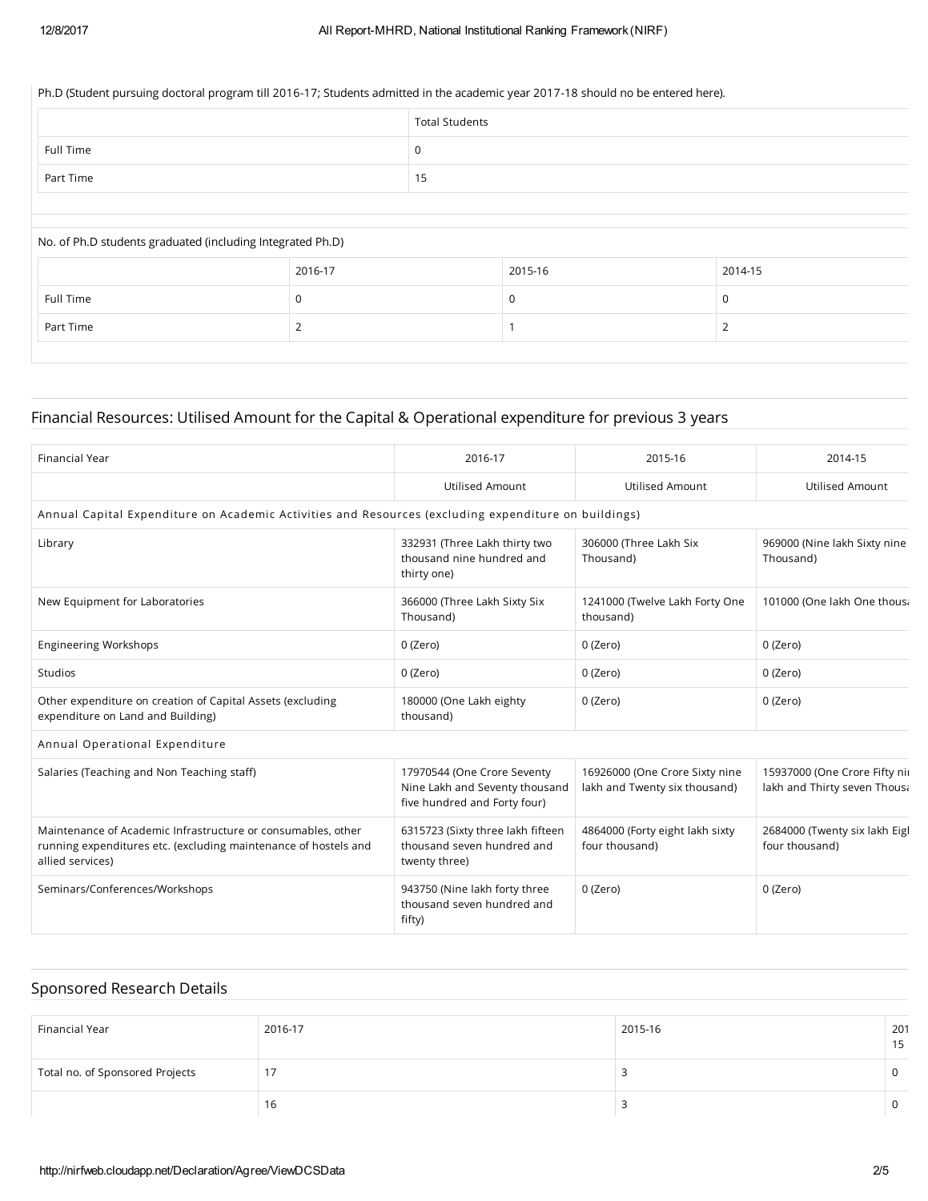Ph.D (Student pursuing doctoral program till 2016-17; Students admitted in the academic year 2017-18 should no be entered here).

| | Total Students |
|---|---|
| Full Time | 0 |
| Part Time | 15 |

No. of Ph.D students graduated (including Integrated Ph.D)

| | 2016-17 | 2015-16 | 2014-15 |
|---|---|---|---|
| Full Time | 0 | 0 | 0 |
| Part Time | 2 | 1 | 2 |

## Financial Resources: Utilised Amount for the Capital & Operational expenditure for previous 3 years

| Financial Year | 2016-17 | 2015-16 | 2014-15 |
|---|---|---|---|
| | Utilised Amount | Utilised Amount | Utilised Amount |
| Annual Capital Expenditure on Academic Activities and Resources (excluding expenditure on buildings) | | | |
| Library | 332931 (Three Lakh thirty two thousand nine hundred and thirty one) | 306000 (Three Lakh Six Thousand) | 969000 (Nine lakh Sixty nine Thousand) |
| New Equipment for Laboratories | 366000 (Three Lakh Sixty Six Thousand) | 1241000 (Twelve Lakh Forty One thousand) | 101000 (One lakh One thous |
| Engineering Workshops | 0 (Zero) | 0 (Zero) | 0 (Zero) |
| Studios | 0 (Zero) | 0 (Zero) | 0 (Zero) |
| Other expenditure on creation of Capital Assets (excluding expenditure on Land and Building) | 180000 (One Lakh eighty thousand) | 0 (Zero) | 0 (Zero) |
| Annual Operational Expenditure | | | |
| Salaries (Teaching and Non Teaching staff) | 17970544 (One Crore Seventy Nine Lakh and Seventy thousand five hundred and Forty four) | 16926000 (One Crore Sixty nine lakh and Twenty six thousand) | 15937000 (One Crore Fifty ni lakh and Thirty seven Thous |
| Maintenance of Academic Infrastructure or consumables, other running expenditures etc. (excluding maintenance of hostels and allied services) | 6315723 (Sixty three lakh fifteen thousand seven hundred and twenty three) | 4864000 (Forty eight lakh sixty four thousand) | 2684000 (Twenty six lakh Eig four thousand) |
| Seminars/Conferences/Workshops | 943750 (Nine lakh forty three thousand seven hundred and fifty) | 0 (Zero) | 0 (Zero) |

## Sponsored Research Details

| Financial Year | 2016-17 | 2015-16 | 2014-15 |
|---|---|---|---|
| Total no. of Sponsored Projects | 17 | 3 | 0 |
| | 16 | 3 | 0 |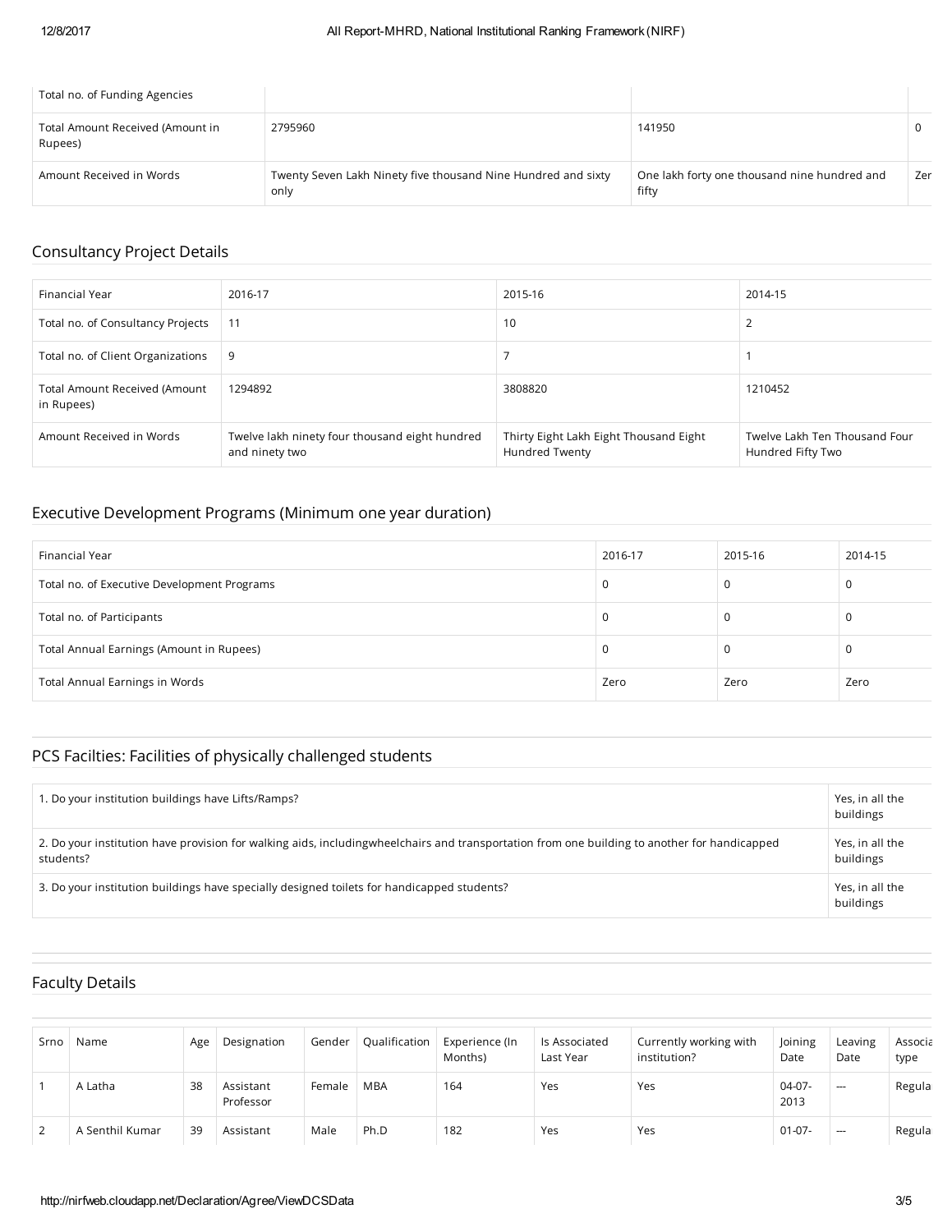| Total no. of Funding Agencies | | | |
|---|---|---|---|
| Total Amount Received (Amount in Rupees) | 2795960 | 141950 | 0 |
| Amount Received in Words | Twenty Seven Lakh Ninety five thousand Nine Hundred and sixty only | One lakh forty one thousand nine hundred and fifty | Zer |

## Consultancy Project Details

| Financial Year | 2016-17 | 2015-16 | 2014-15 |
|---|---|---|---|
| Total no. of Consultancy Projects | 11 | 10 | 2 |
| Total no. of Client Organizations | 9 | 7 | 1 |
| Total Amount Received (Amount in Rupees) | 1294892 | 3808820 | 1210452 |
| Amount Received in Words | Twelve lakh ninety four thousand eight hundred and ninety two | Thirty Eight Lakh Eight Thousand Eight Hundred Twenty | Twelve Lakh Ten Thousand Four Hundred Fifty Two |

## Executive Development Programs (Minimum one year duration)

| Financial Year | 2016-17 | 2015-16 | 2014-15 |
|---|---|---|---|
| Total no. of Executive Development Programs | 0 | 0 | 0 |
| Total no. of Participants | 0 | 0 | 0 |
| Total Annual Earnings (Amount in Rupees) | 0 | 0 | 0 |
| Total Annual Earnings in Words | Zero | Zero | Zero |

## PCS Facilties: Facilities of physically challenged students

| | |
|---|---|
| 1. Do your institution buildings have Lifts/Ramps? | Yes, in all the buildings |
| 2. Do your institution have provision for walking aids, includingwheelchairs and transportation from one building to another for handicapped students? | Yes, in all the buildings |
| 3. Do your institution buildings have specially designed toilets for handicapped students? | Yes, in all the buildings |

## Faculty Details

| Srno | Name | Age | Designation | Gender | Qualification | Experience (In Months) | Is Associated Last Year | Currently working with institution? | Joining Date | Leaving Date | Associa type |
|---|---|---|---|---|---|---|---|---|---|---|---|
| 1 | A Latha | 38 | Assistant Professor | Female | MBA | 164 | Yes | Yes | 04-07-2013 | --- | Regula |
| 2 | A Senthil Kumar | 39 | Assistant | Male | Ph.D | 182 | Yes | Yes | 01-07- | --- | Regula |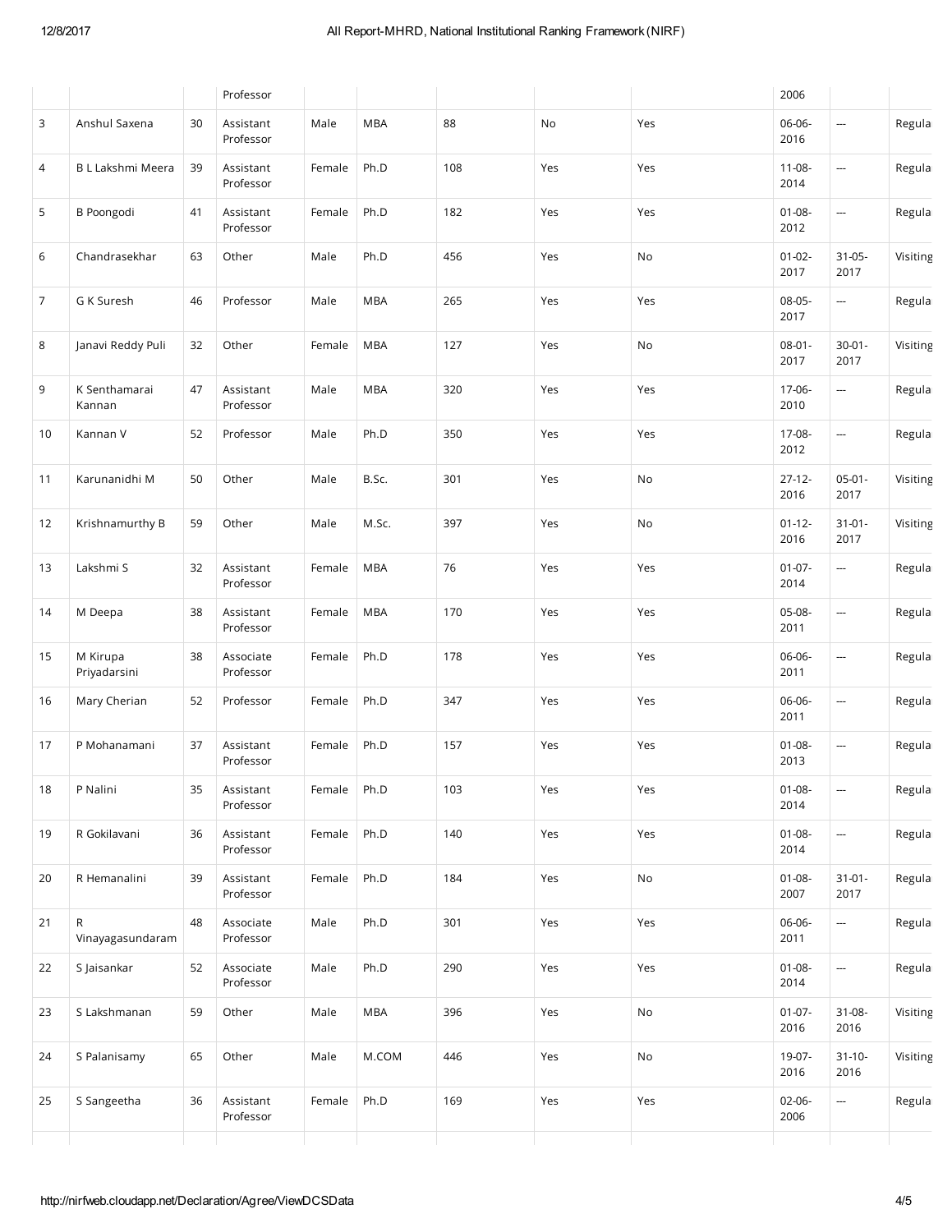|  |  |  | Professor |  |  |  |  |  | 2006 |  |  |
|---|---|---|---|---|---|---|---|---|---|---|---|
| 3 | Anshul Saxena | 30 | Assistant Professor | Male | MBA | 88 | No | Yes | 06-06-2016 | --- | Regula |
| 4 | B L Lakshmi Meera | 39 | Assistant Professor | Female | Ph.D | 108 | Yes | Yes | 11-08-2014 | --- | Regula |
| 5 | B Poongodi | 41 | Assistant Professor | Female | Ph.D | 182 | Yes | Yes | 01-08-2012 | --- | Regula |
| 6 | Chandrasekhar | 63 | Other | Male | Ph.D | 456 | Yes | No | 01-02-2017 | 31-05-2017 | Visiting |
| 7 | G K Suresh | 46 | Professor | Male | MBA | 265 | Yes | Yes | 08-05-2017 | --- | Regula |
| 8 | Janavi Reddy Puli | 32 | Other | Female | MBA | 127 | Yes | No | 08-01-2017 | 30-01-2017 | Visiting |
| 9 | K Senthamarai Kannan | 47 | Assistant Professor | Male | MBA | 320 | Yes | Yes | 17-06-2010 | --- | Regula |
| 10 | Kannan V | 52 | Professor | Male | Ph.D | 350 | Yes | Yes | 17-08-2012 | --- | Regula |
| 11 | Karunanidhi M | 50 | Other | Male | B.Sc. | 301 | Yes | No | 27-12-2016 | 05-01-2017 | Visiting |
| 12 | Krishnamurthy B | 59 | Other | Male | M.Sc. | 397 | Yes | No | 01-12-2016 | 31-01-2017 | Visiting |
| 13 | Lakshmi S | 32 | Assistant Professor | Female | MBA | 76 | Yes | Yes | 01-07-2014 | --- | Regula |
| 14 | M Deepa | 38 | Assistant Professor | Female | MBA | 170 | Yes | Yes | 05-08-2011 | --- | Regula |
| 15 | M Kirupa Priyadarsini | 38 | Associate Professor | Female | Ph.D | 178 | Yes | Yes | 06-06-2011 | --- | Regula |
| 16 | Mary Cherian | 52 | Professor | Female | Ph.D | 347 | Yes | Yes | 06-06-2011 | --- | Regula |
| 17 | P Mohanamani | 37 | Assistant Professor | Female | Ph.D | 157 | Yes | Yes | 01-08-2013 | --- | Regula |
| 18 | P Nalini | 35 | Assistant Professor | Female | Ph.D | 103 | Yes | Yes | 01-08-2014 | --- | Regula |
| 19 | R Gokilavani | 36 | Assistant Professor | Female | Ph.D | 140 | Yes | Yes | 01-08-2014 | --- | Regula |
| 20 | R Hemanalini | 39 | Assistant Professor | Female | Ph.D | 184 | Yes | No | 01-08-2007 | 31-01-2017 | Regula |
| 21 | R Vinayagasundaram | 48 | Associate Professor | Male | Ph.D | 301 | Yes | Yes | 06-06-2011 | --- | Regula |
| 22 | S Jaisankar | 52 | Associate Professor | Male | Ph.D | 290 | Yes | Yes | 01-08-2014 | --- | Regula |
| 23 | S Lakshmanan | 59 | Other | Male | MBA | 396 | Yes | No | 01-07-2016 | 31-08-2016 | Visiting |
| 24 | S Palanisamy | 65 | Other | Male | M.COM | 446 | Yes | No | 19-07-2016 | 31-10-2016 | Visiting |
| 25 | S Sangeetha | 36 | Assistant Professor | Female | Ph.D | 169 | Yes | Yes | 02-06-2006 | --- | Regula |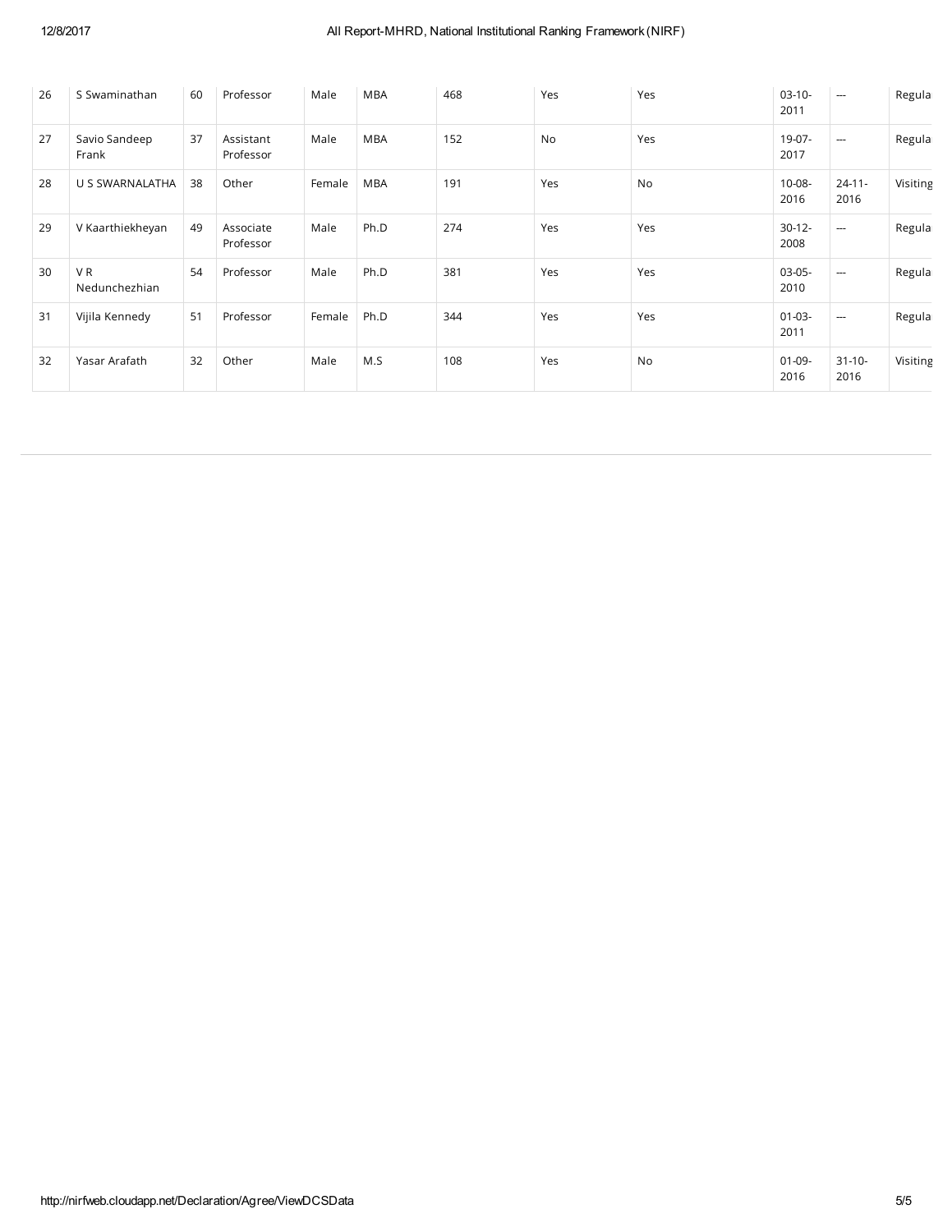| | | | | | | | | | | | |
|---|---|---|---|---|---|---|---|---|---|---|---|
| 26 | S Swaminathan | 60 | Professor | Male | MBA | 468 | Yes | Yes | 03-10-2011 | --- | Regula |
| 27 | Savio Sandeep Frank | 37 | Assistant Professor | Male | MBA | 152 | No | Yes | 19-07-2017 | --- | Regula |
| 28 | U S SWARNALATHA | 38 | Other | Female | MBA | 191 | Yes | No | 10-08-2016 | 24-11-2016 | Visiting |
| 29 | V Kaarthiekheyan | 49 | Associate Professor | Male | Ph.D | 274 | Yes | Yes | 30-12-2008 | --- | Regula |
| 30 | V R Nedunchezhian | 54 | Professor | Male | Ph.D | 381 | Yes | Yes | 03-05-2010 | --- | Regula |
| 31 | Vijila Kennedy | 51 | Professor | Female | Ph.D | 344 | Yes | Yes | 01-03-2011 | --- | Regula |
| 32 | Yasar Arafath | 32 | Other | Male | M.S | 108 | Yes | No | 01-09-2016 | 31-10-2016 | Visiting |